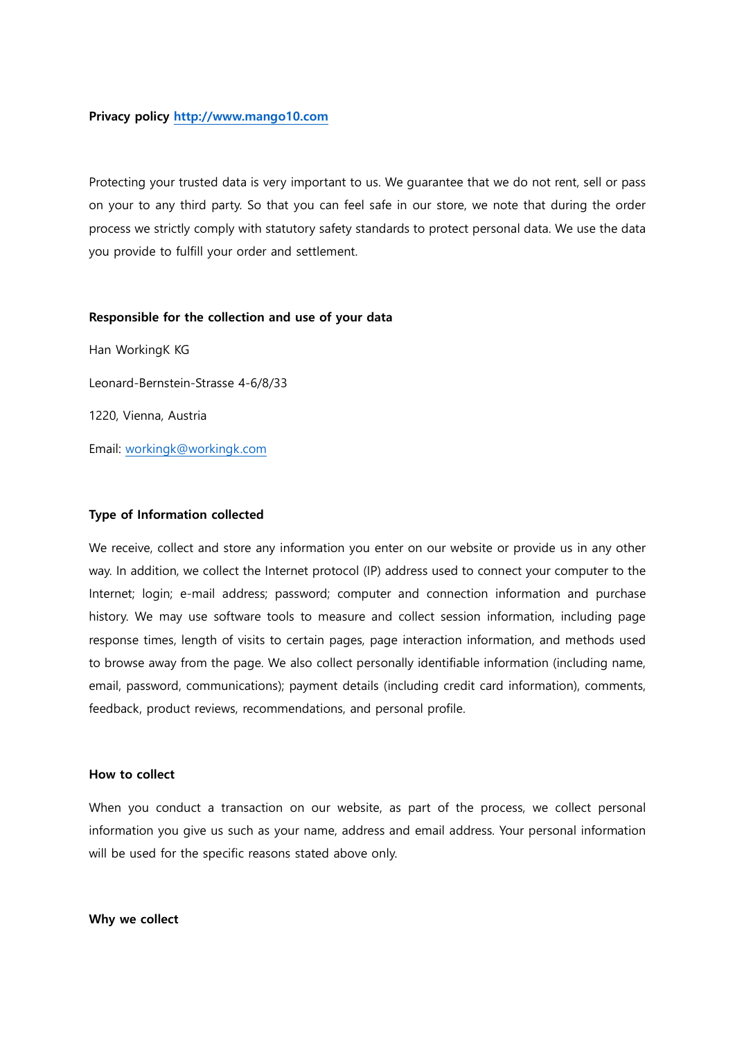**Privacy policy [http://www.mango10.com](http://www.mango10.com)**

Protecting your trusted data is very important to us. We guarantee that we do not rent, sell or pass on your to any third party. So that you can feel safe in our store, we note that during the order process we strictly comply with statutory safety standards to protect personal data. We use the data you provide to fulfill your order and settlement.

**Responsible for the collection and use of your data**

Han WorkingK KG

Leonard-Bernstein-Strasse 4-6/8/33

1220, Vienna, Austria

Email: [workingk@workingk.com](mailto:workingk@workingk.com)

**Type of Information collected**

We receive, collect and store any information you enter on our website or provide us in any other way. In addition, we collect the Internet protocol (IP) address used to connect your computer to the Internet; login; e-mail address; password; computer and connection information and purchase history. We may use software tools to measure and collect session information, including page response times, length of visits to certain pages, page interaction information, and methods used to browse away from the page. We also collect personally identifiable information (including name, email, password, communications); payment details (including credit card information), comments, feedback, product reviews, recommendations, and personal profile.

**How to collect**

When you conduct a transaction on our website, as part of the process, we collect personal information you give us such as your name, address and email address. Your personal information will be used for the specific reasons stated above only.

**Why we collect**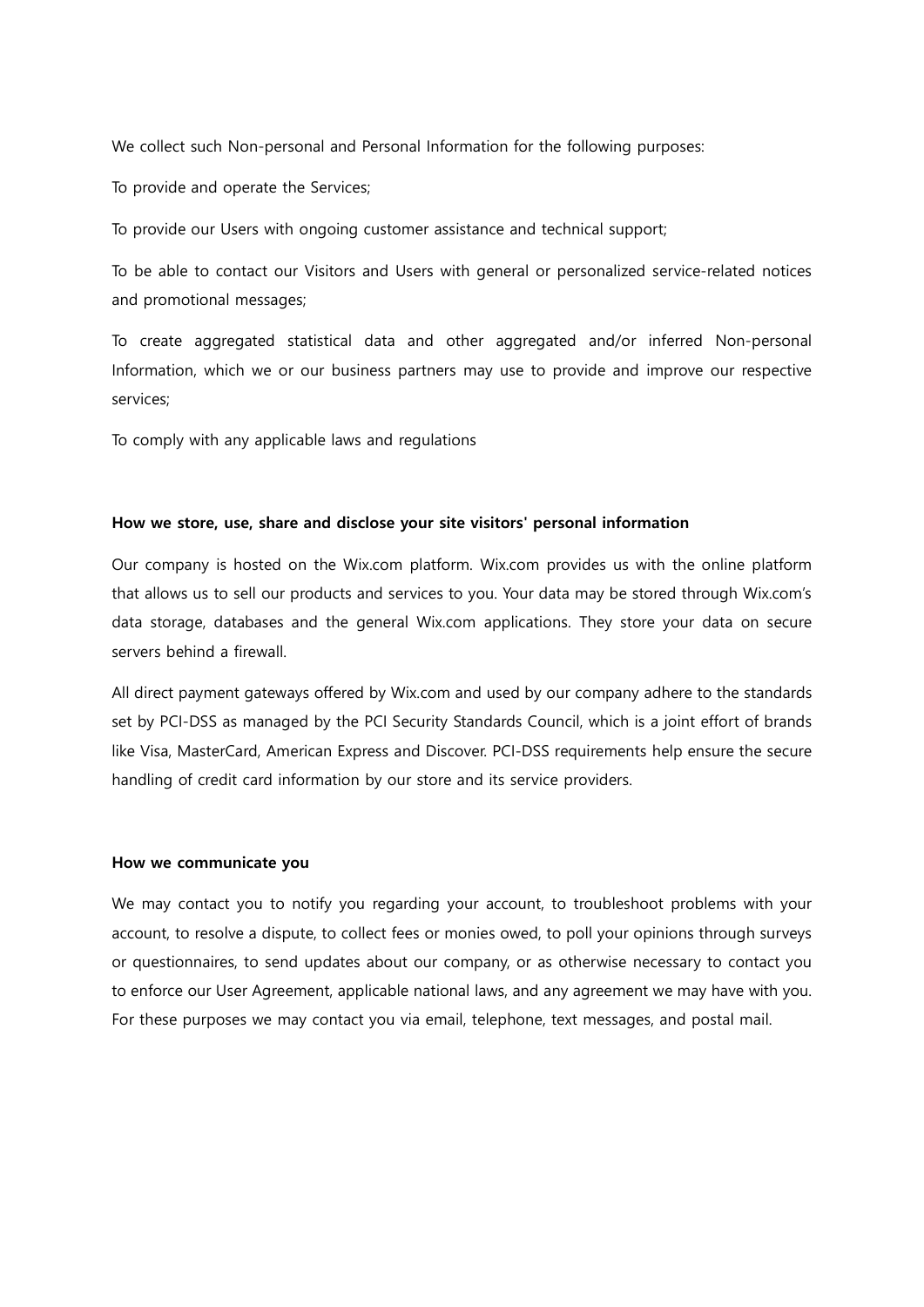We collect such Non-personal and Personal Information for the following purposes:

To provide and operate the Services;

To provide our Users with ongoing customer assistance and technical support;

To be able to contact our Visitors and Users with general or personalized service-related notices and promotional messages;

To create aggregated statistical data and other aggregated and/or inferred Non-personal Information, which we or our business partners may use to provide and improve our respective services;

To comply with any applicable laws and regulations

**How we store, use, share and disclose your site visitors' personal information**

Our company is hosted on the Wix.com platform. Wix.com provides us with the online platform that allows us to sell our products and services to you. Your data may be stored through Wix.com's data storage, databases and the general Wix.com applications. They store your data on secure servers behind a firewall.

All direct payment gateways offered by Wix.com and used by our company adhere to the standards set by PCI-DSS as managed by the PCI Security Standards Council, which is a joint effort of brands like Visa, MasterCard, American Express and Discover. PCI-DSS requirements help ensure the secure handling of credit card information by our store and its service providers.

**How we communicate you**

We may contact you to notify you regarding your account, to troubleshoot problems with your account, to resolve a dispute, to collect fees or monies owed, to poll your opinions through surveys or questionnaires, to send updates about our company, or as otherwise necessary to contact you to enforce our User Agreement, applicable national laws, and any agreement we may have with you. For these purposes we may contact you via email, telephone, text messages, and postal mail.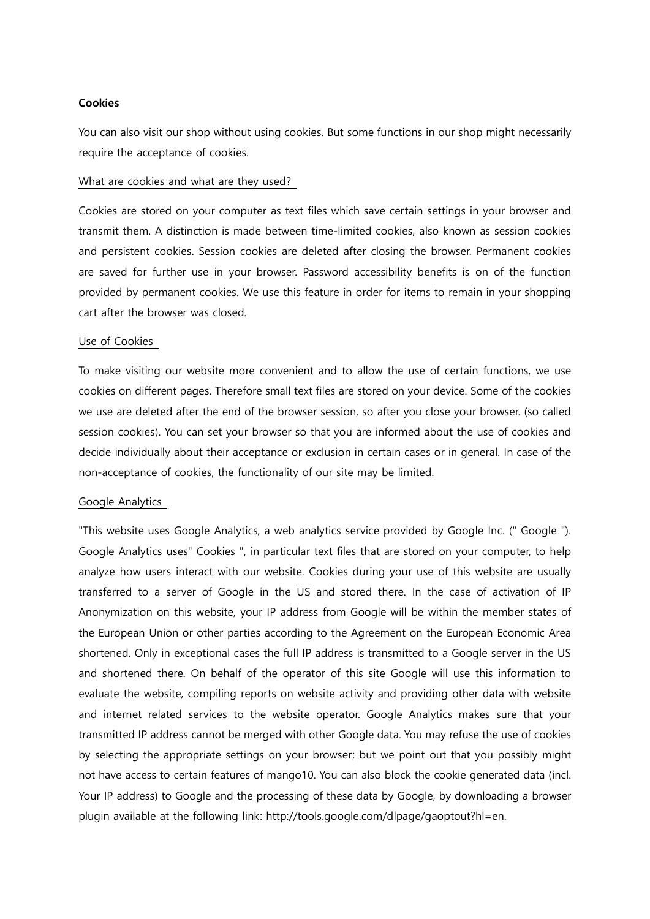**Cookies**

You can also visit our shop without using cookies. But some functions in our shop might necessarily require the acceptance of cookies.

What are cookies and what are they used?

Cookies are stored on your computer as text files which save certain settings in your browser and transmit them. A distinction is made between time-limited cookies, also known as session cookies and persistent cookies. Session cookies are deleted after closing the browser. Permanent cookies are saved for further use in your browser. Password accessibility benefits is on of the function provided by permanent cookies. We use this feature in order for items to remain in your shopping cart after the browser was closed.

Use of Cookies

To make visiting our website more convenient and to allow the use of certain functions, we use cookies on different pages. Therefore small text files are stored on your device. Some of the cookies we use are deleted after the end of the browser session, so after you close your browser. (so called session cookies). You can set your browser so that you are informed about the use of cookies and decide individually about their acceptance or exclusion in certain cases or in general. In case of the non-acceptance of cookies, the functionality of our site may be limited.

Google Analytics

"This website uses Google Analytics, a web analytics service provided by Google Inc. (" Google "). Google Analytics uses" Cookies ", in particular text files that are stored on your computer, to help analyze how users interact with our website. Cookies during your use of this website are usually transferred to a server of Google in the US and stored there. In the case of activation of IP Anonymization on this website, your IP address from Google will be within the member states of the European Union or other parties according to the Agreement on the European Economic Area shortened. Only in exceptional cases the full IP address is transmitted to a Google server in the US and shortened there. On behalf of the operator of this site Google will use this information to evaluate the website, compiling reports on website activity and providing other data with website and internet related services to the website operator. Google Analytics makes sure that your transmitted IP address cannot be merged with other Google data. You may refuse the use of cookies by selecting the appropriate settings on your browser; but we point out that you possibly might not have access to certain features of mango10. You can also block the cookie generated data (incl. Your IP address) to Google and the processing of these data by Google, by downloading a browser plugin available at the following link: http://tools.google.com/dlpage/gaoptout?hl=en.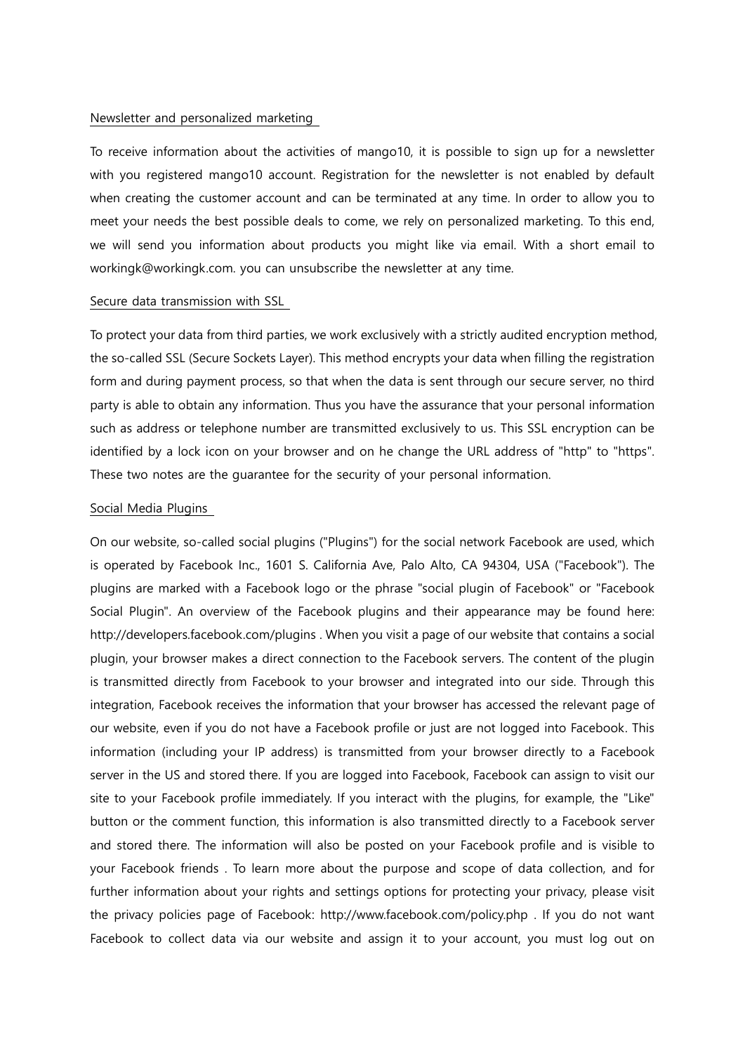## Newsletter and personalized marketing

To receive information about the activities of mango10, it is possible to sign up for a newsletter with you registered mango10 account. Registration for the newsletter is not enabled by default when creating the customer account and can be terminated at any time. In order to allow you to meet your needs the best possible deals to come, we rely on personalized marketing. To this end, we will send you information about products you might like via email. With a short email to workingk@workingk.com. you can unsubscribe the newsletter at any time.

## Secure data transmission with SSL

To protect your data from third parties, we work exclusively with a strictly audited encryption method, the so-called SSL (Secure Sockets Layer). This method encrypts your data when filling the registration form and during payment process, so that when the data is sent through our secure server, no third party is able to obtain any information. Thus you have the assurance that your personal information such as address or telephone number are transmitted exclusively to us. This SSL encryption can be identified by a lock icon on your browser and on he change the URL address of "http" to "https". These two notes are the guarantee for the security of your personal information.

## Social Media Plugins

On our website, so-called social plugins ("Plugins") for the social network Facebook are used, which is operated by Facebook Inc., 1601 S. California Ave, Palo Alto, CA 94304, USA ("Facebook"). The plugins are marked with a Facebook logo or the phrase "social plugin of Facebook" or "Facebook Social Plugin". An overview of the Facebook plugins and their appearance may be found here: http://developers.facebook.com/plugins . When you visit a page of our website that contains a social plugin, your browser makes a direct connection to the Facebook servers. The content of the plugin is transmitted directly from Facebook to your browser and integrated into our side. Through this integration, Facebook receives the information that your browser has accessed the relevant page of our website, even if you do not have a Facebook profile or just are not logged into Facebook. This information (including your IP address) is transmitted from your browser directly to a Facebook server in the US and stored there. If you are logged into Facebook, Facebook can assign to visit our site to your Facebook profile immediately. If you interact with the plugins, for example, the "Like" button or the comment function, this information is also transmitted directly to a Facebook server and stored there. The information will also be posted on your Facebook profile and is visible to your Facebook friends . To learn more about the purpose and scope of data collection, and for further information about your rights and settings options for protecting your privacy, please visit the privacy policies page of Facebook: http://www.facebook.com/policy.php . If you do not want Facebook to collect data via our website and assign it to your account, you must log out on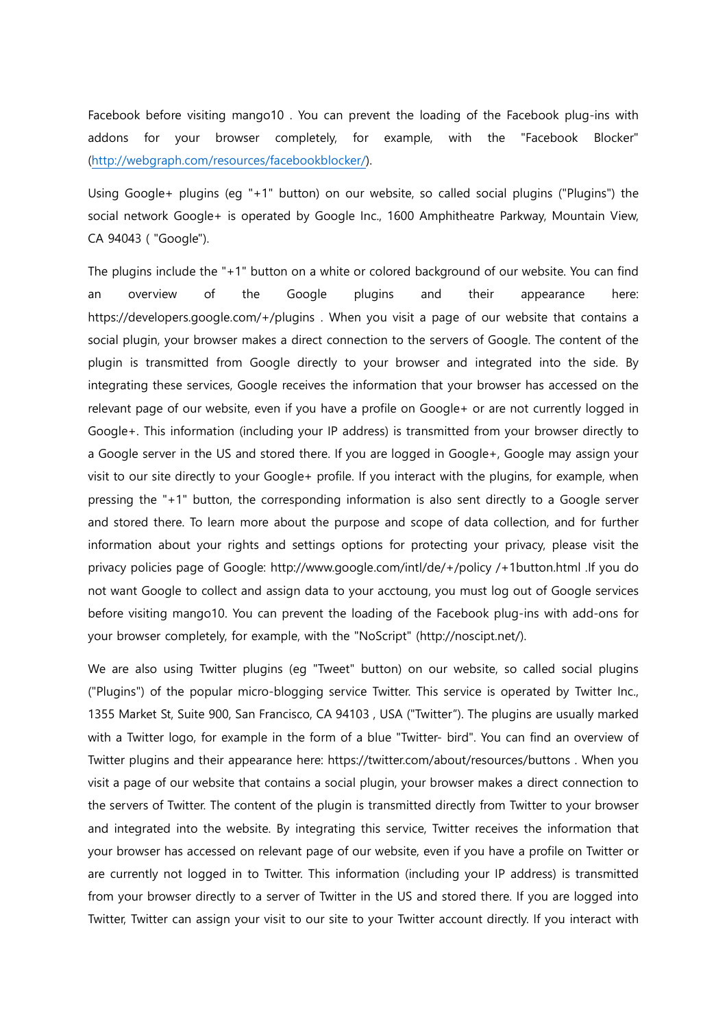Facebook before visiting mango10 . You can prevent the loading of the Facebook plug-ins with addons for your browser completely, for example, with the "Facebook Blocker" ([http://webgraph.com/resources/facebookblocker/](http://webgraph.com/resources/facebookblocker/)).

Using Google+ plugins (eg "+1" button) on our website, so called social plugins ("Plugins") the social network Google+ is operated by Google Inc., 1600 Amphitheatre Parkway, Mountain View, CA 94043 ( "Google").

The plugins include the "+1" button on a white or colored background of our website. You can find an overview of the Google plugins and their appearance here: https://developers.google.com/+/plugins . When you visit a page of our website that contains a social plugin, your browser makes a direct connection to the servers of Google. The content of the plugin is transmitted from Google directly to your browser and integrated into the side. By integrating these services, Google receives the information that your browser has accessed on the relevant page of our website, even if you have a profile on Google+ or are not currently logged in Google+. This information (including your IP address) is transmitted from your browser directly to a Google server in the US and stored there. If you are logged in Google+, Google may assign your visit to our site directly to your Google+ profile. If you interact with the plugins, for example, when pressing the "+1" button, the corresponding information is also sent directly to a Google server and stored there. To learn more about the purpose and scope of data collection, and for further information about your rights and settings options for protecting your privacy, please visit the privacy policies page of Google: http://www.google.com/intl/de/+/policy /+1button.html .If you do not want Google to collect and assign data to your acctoung, you must log out of Google services before visiting mango10. You can prevent the loading of the Facebook plug-ins with add-ons for your browser completely, for example, with the "NoScript" (http://noscipt.net/).

We are also using Twitter plugins (eg "Tweet" button) on our website, so called social plugins ("Plugins") of the popular micro-blogging service Twitter. This service is operated by Twitter Inc., 1355 Market St, Suite 900, San Francisco, CA 94103 , USA ("Twitter"). The plugins are usually marked with a Twitter logo, for example in the form of a blue "Twitter- bird". You can find an overview of Twitter plugins and their appearance here: https://twitter.com/about/resources/buttons . When you visit a page of our website that contains a social plugin, your browser makes a direct connection to the servers of Twitter. The content of the plugin is transmitted directly from Twitter to your browser and integrated into the website. By integrating this service, Twitter receives the information that your browser has accessed on relevant page of our website, even if you have a profile on Twitter or are currently not logged in to Twitter. This information (including your IP address) is transmitted from your browser directly to a server of Twitter in the US and stored there. If you are logged into Twitter, Twitter can assign your visit to our site to your Twitter account directly. If you interact with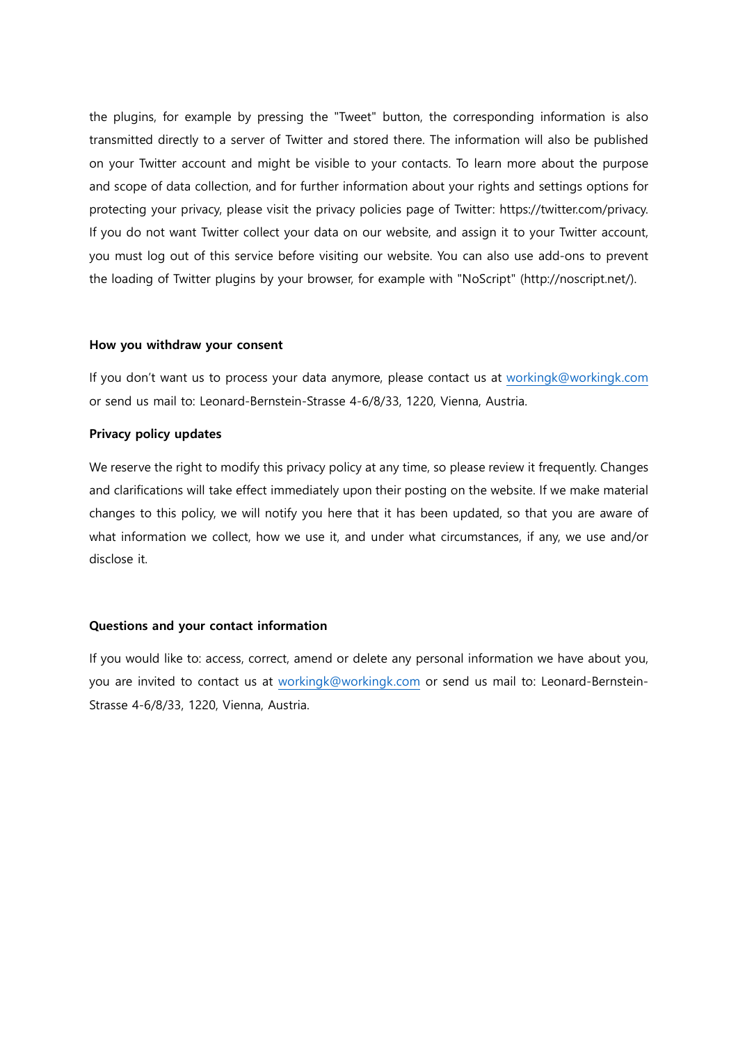the plugins, for example by pressing the "Tweet" button, the corresponding information is also transmitted directly to a server of Twitter and stored there. The information will also be published on your Twitter account and might be visible to your contacts. To learn more about the purpose and scope of data collection, and for further information about your rights and settings options for protecting your privacy, please visit the privacy policies page of Twitter: https://twitter.com/privacy. If you do not want Twitter collect your data on our website, and assign it to your Twitter account, you must log out of this service before visiting our website. You can also use add-ons to prevent the loading of Twitter plugins by your browser, for example with "NoScript" (http://noscript.net/).

**How you withdraw your consent**

If you don't want us to process your data anymore, please contact us at workingk@workingk.com or send us mail to: Leonard-Bernstein-Strasse 4-6/8/33, 1220, Vienna, Austria.

**Privacy policy updates**

We reserve the right to modify this privacy policy at any time, so please review it frequently. Changes and clarifications will take effect immediately upon their posting on the website. If we make material changes to this policy, we will notify you here that it has been updated, so that you are aware of what information we collect, how we use it, and under what circumstances, if any, we use and/or disclose it.

**Questions and your contact information**

If you would like to: access, correct, amend or delete any personal information we have about you, you are invited to contact us at workingk@workingk.com or send us mail to: Leonard-Bernstein-Strasse 4-6/8/33, 1220, Vienna, Austria.